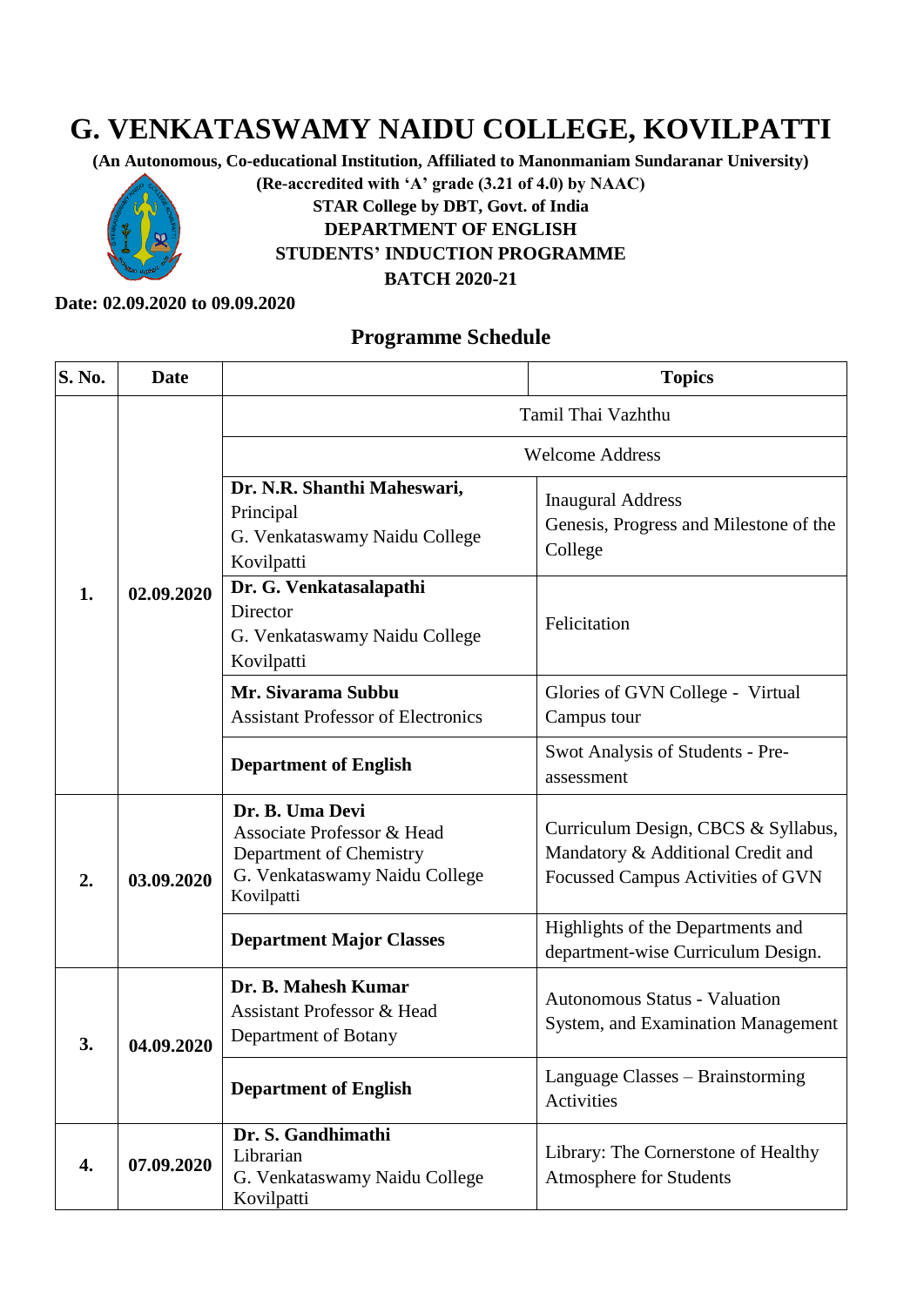# G. VENKATASWAMY NAIDU COLLEGE, KOVILPATTI

**(An Autonomous, Co-educational Institution, Affiliated to Manonmaniam Sundaranar University)**

**(Re-accredited with 'A' grade (3.21 of 4.0) by NAAC)**

**STAR College by DBT, Govt. of India**

**DEPARTMENT OF ENGLISH**

**STUDENTS' INDUCTION PROGRAMME**

**BATCH 2020-21**

**Date: 02.09.2020 to 09.09.2020**

## Programme Schedule

| S. No. | Date | | Topics |
|---|---|---|---|
| 1. | 02.09.2020 | Tamil Thai Vazhthu | |
| | | Welcome Address | |
| | | **Dr. N.R. Shanthi Maheswari,** Principal G. Venkataswamy Naidu College Kovilpatti | Inaugural Address Genesis, Progress and Milestone of the College |
| | | **Dr. G. Venkatasalapathi** Director G. Venkataswamy Naidu College Kovilpatti | Felicitation |
| | | **Mr. Sivarama Subbu** Assistant Professor of Electronics | Glories of GVN College - Virtual Campus tour |
| | | **Department of English** | Swot Analysis of Students - Pre-assessment |
| 2. | 03.09.2020 | **Dr. B. Uma Devi** Associate Professor & Head Department of Chemistry G. Venkataswamy Naidu College Kovilpatti | Curriculum Design, CBCS & Syllabus, Mandatory & Additional Credit and Focussed Campus Activities of GVN |
| | | **Department Major Classes** | Highlights of the Departments and department-wise Curriculum Design. |
| 3. | 04.09.2020 | **Dr. B. Mahesh Kumar** Assistant Professor & Head Department of Botany | Autonomous Status - Valuation System, and Examination Management |
| | | **Department of English** | Language Classes – Brainstorming Activities |
| 4. | 07.09.2020 | **Dr. S. Gandhimathi** Librarian G. Venkataswamy Naidu College Kovilpatti | Library: The Cornerstone of Healthy Atmosphere for Students |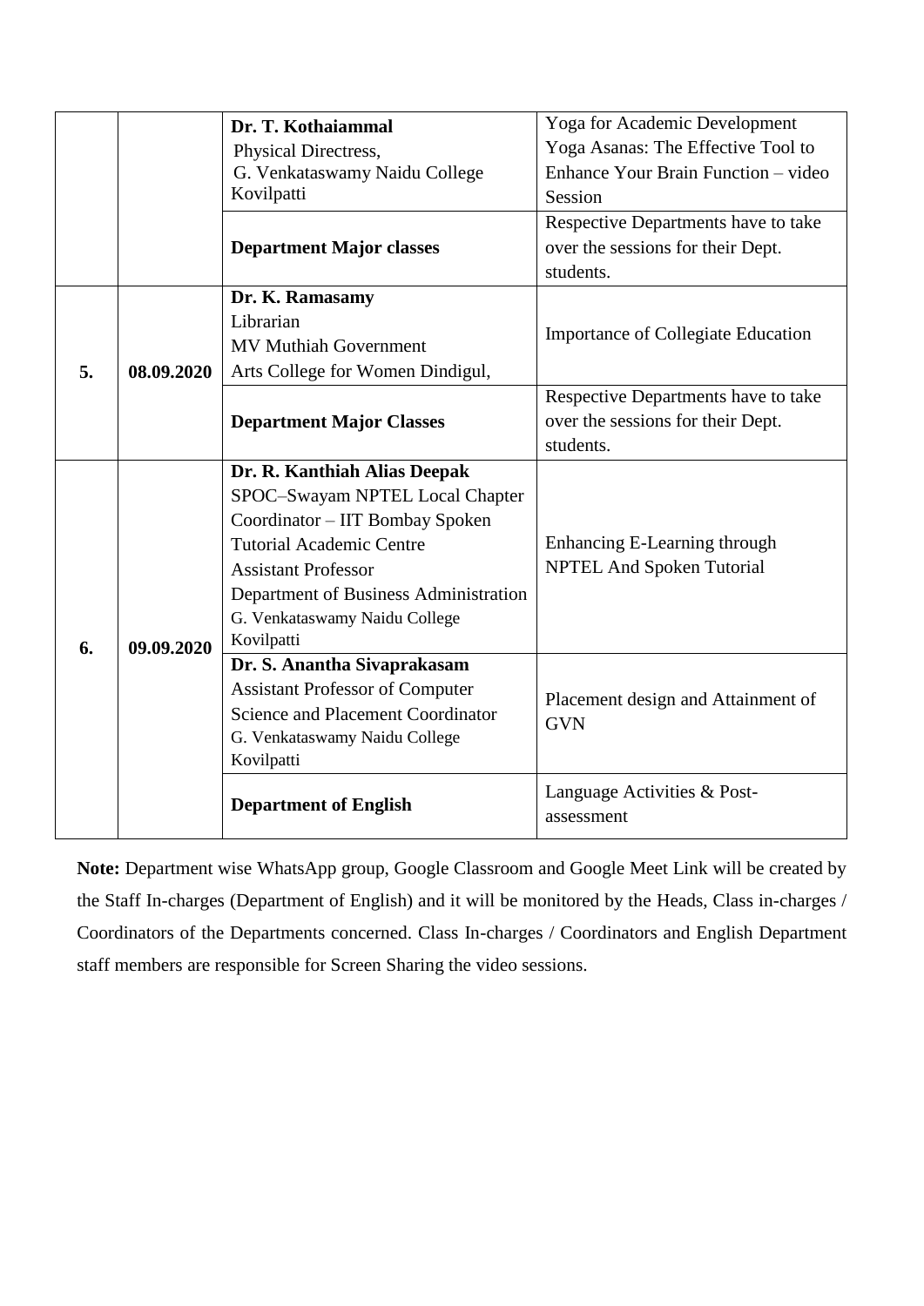| | | | |
|---|---|---|---|
| | | **Dr. T. Kothaiammal** Physical Directress, G. Venkataswamy Naidu College Kovilpatti | Yoga for Academic Development Yoga Asanas: The Effective Tool to Enhance Your Brain Function – video Session |
| | | **Department Major classes** | Respective Departments have to take over the sessions for their Dept. students. |
| **5.** | **08.09.2020** | **Dr. K. Ramasamy** Librarian MV Muthiah Government Arts College for Women Dindigul, | Importance of Collegiate Education |
| | | **Department Major Classes** | Respective Departments have to take over the sessions for their Dept. students. |
| **6.** | **09.09.2020** | **Dr. R. Kanthiah Alias Deepak** SPOC–Swayam NPTEL Local Chapter Coordinator – IIT Bombay Spoken Tutorial Academic Centre Assistant Professor Department of Business Administration G. Venkataswamy Naidu College Kovilpatti | Enhancing E-Learning through NPTEL And Spoken Tutorial |
| | | **Dr. S. Anantha Sivaprakasam** Assistant Professor of Computer Science and Placement Coordinator G. Venkataswamy Naidu College Kovilpatti | Placement design and Attainment of GVN |
| | | **Department of English** | Language Activities & Post-assessment |

**Note:** Department wise WhatsApp group, Google Classroom and Google Meet Link will be created by the Staff In-charges (Department of English) and it will be monitored by the Heads, Class in-charges / Coordinators of the Departments concerned. Class In-charges / Coordinators and English Department staff members are responsible for Screen Sharing the video sessions.